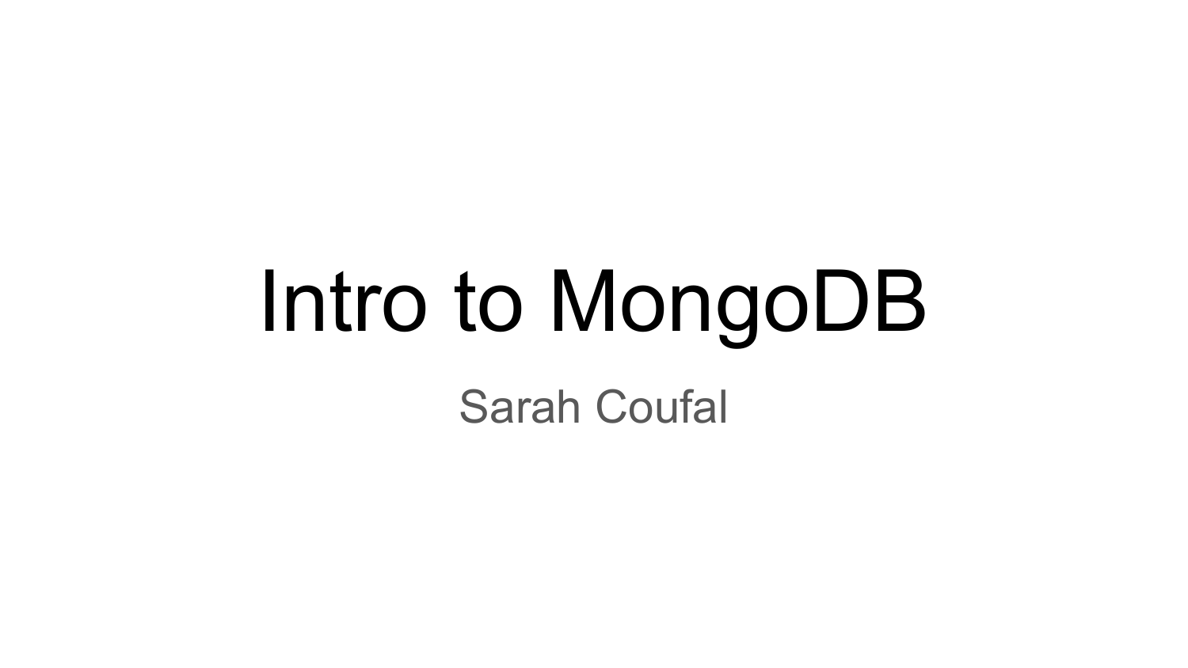# Intro to MongoDB

Sarah Coufal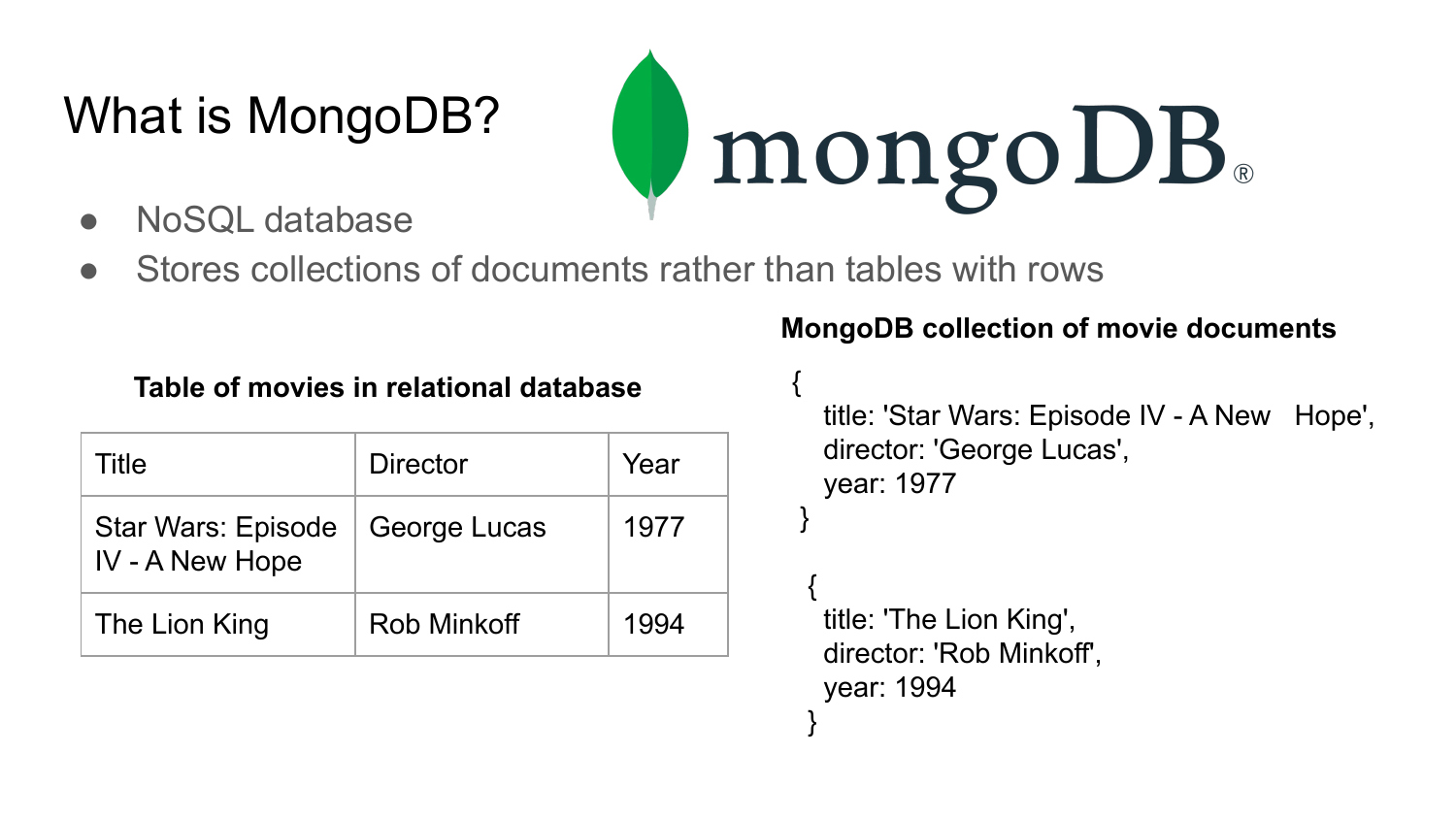# What is MongoDB?

mongoDB®

- NoSQL database
- Stores collections of documents rather than tables with rows

**Table of movies in relational database**

| Title | Director | Year |
|---|---|---|
| Star Wars: Episode IV - A New Hope | George Lucas | 1977 |
| The Lion King | Rob Minkoff | 1994 |

**MongoDB collection of movie documents**

```
{
   title: 'Star Wars: Episode IV - A New   Hope',
   director: 'George Lucas',
   year: 1977
 }

 {
   title: 'The Lion King',
   director: 'Rob Minkoff',
   year: 1994
 }
```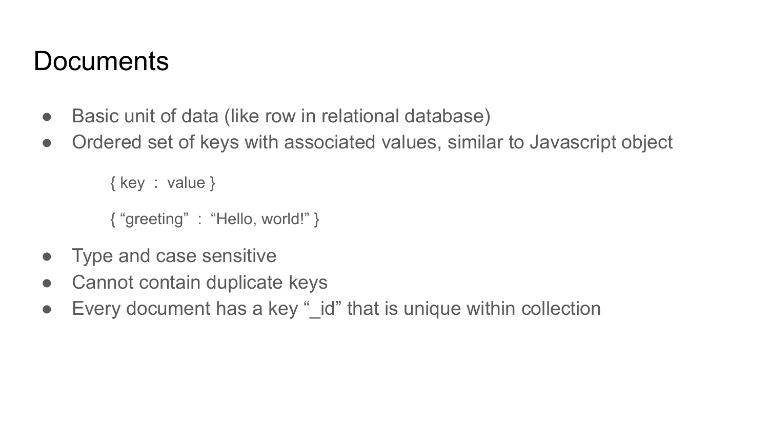# Documents

- Basic unit of data (like row in relational database)
- Ordered set of keys with associated values, similar to Javascript object

    { key  :  value }

    { “greeting”  :  “Hello, world!” }

- Type and case sensitive
- Cannot contain duplicate keys
- Every document has a key “_id” that is unique within collection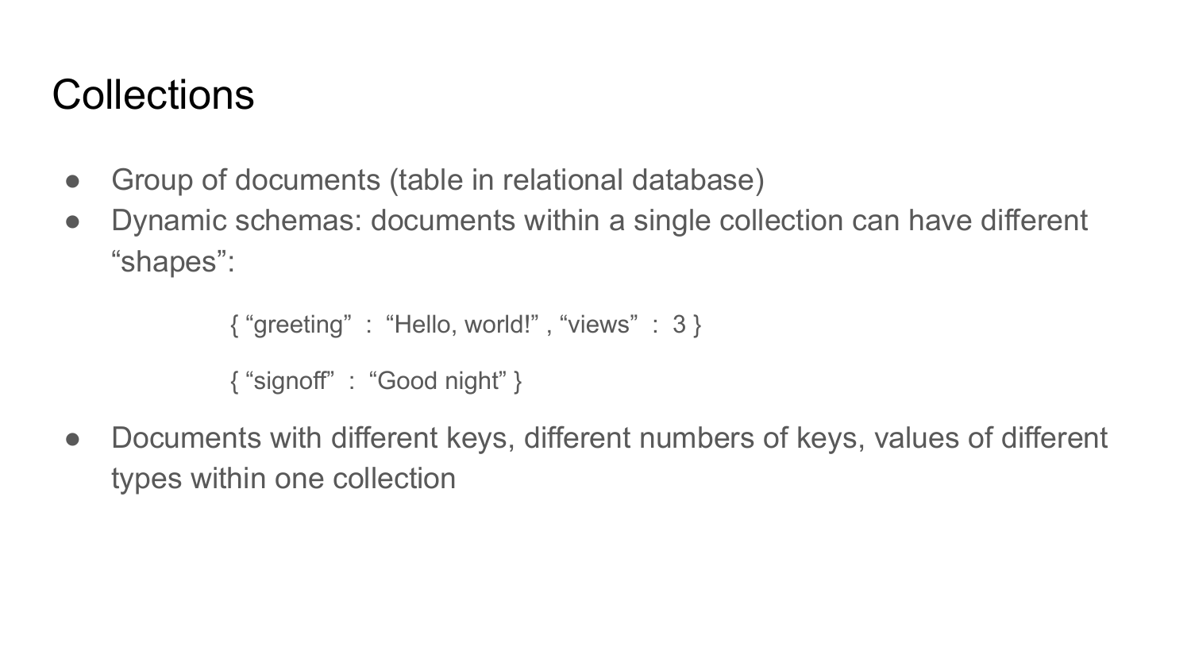# Collections

- Group of documents (table in relational database)
- Dynamic schemas: documents within a single collection can have different “shapes”:

  { “greeting” : “Hello, world!” , “views” : 3 }

  { “signoff” : “Good night” }

- Documents with different keys, different numbers of keys, values of different types within one collection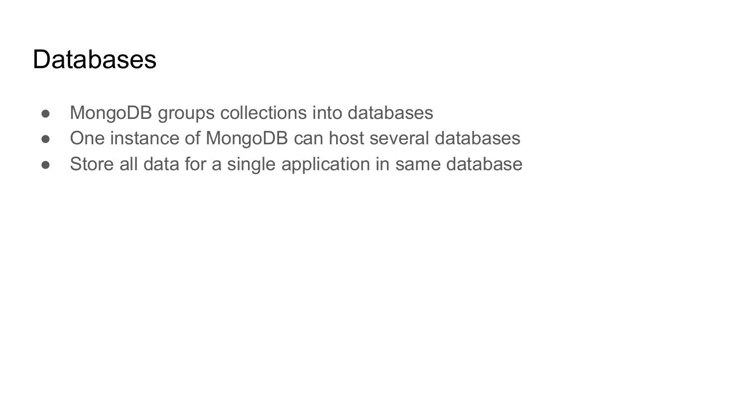# Databases

- MongoDB groups collections into databases
- One instance of MongoDB can host several databases
- Store all data for a single application in same database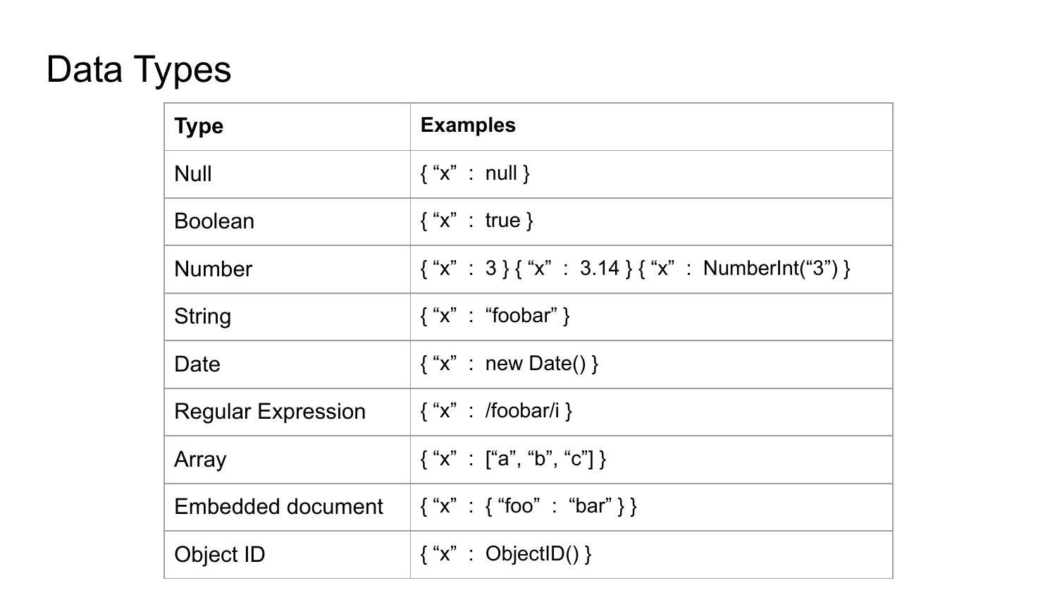# Data Types

| Type | Examples |
| --- | --- |
| Null | { “x” : null } |
| Boolean | { “x” : true } |
| Number | { “x” : 3 } { “x” : 3.14 } { “x” : NumberInt(“3”) } |
| String | { “x” : “foobar” } |
| Date | { “x” : new Date() } |
| Regular Expression | { “x” : /foobar/i } |
| Array | { “x” : [“a”, “b”, “c”] } |
| Embedded document | { “x” : { “foo” : “bar” } } |
| Object ID | { “x” : ObjectID() } |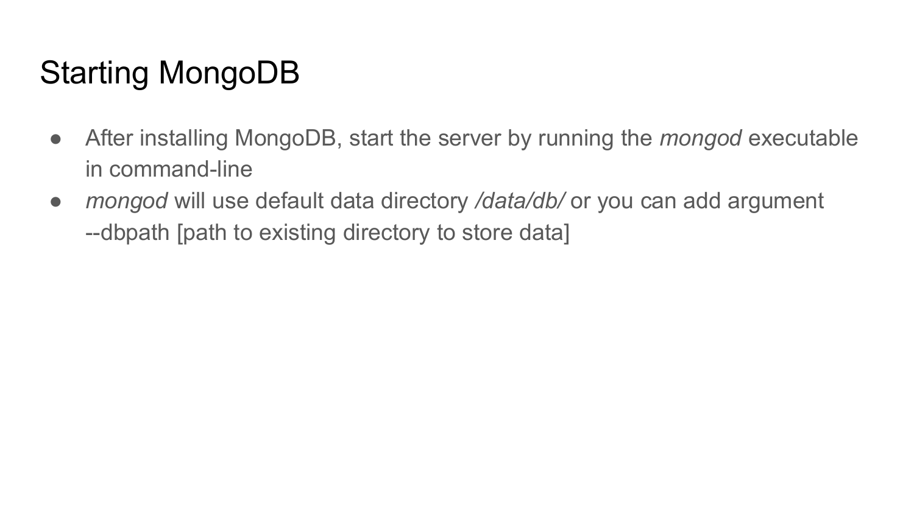# Starting MongoDB

- After installing MongoDB, start the server by running the *mongod* executable in command-line
- *mongod* will use default data directory */data/db/* or you can add argument --dbpath [path to existing directory to store data]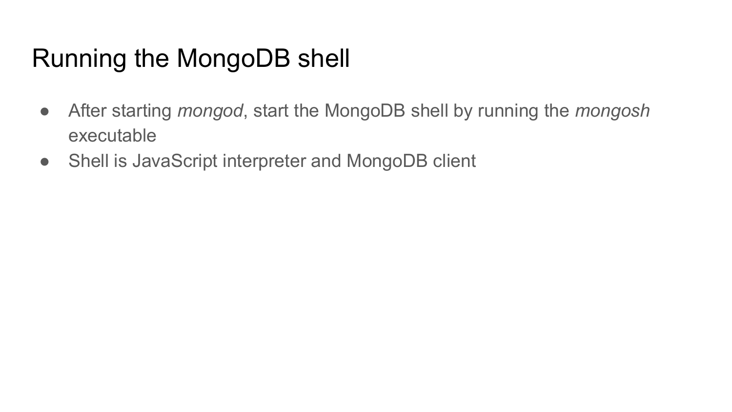# Running the MongoDB shell

- After starting *mongod*, start the MongoDB shell by running the *mongosh* executable
- Shell is JavaScript interpreter and MongoDB client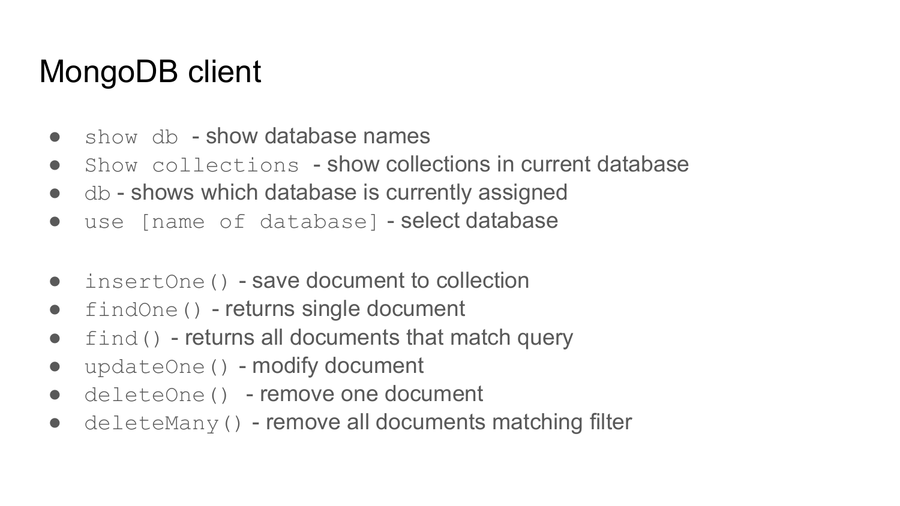# MongoDB client

- `show db` - show database names
- `Show collections` - show collections in current database
- `db` - shows which database is currently assigned
- `use [name of database]` - select database

- `insertOne()` - save document to collection
- `findOne()` - returns single document
- `find()` - returns all documents that match query
- `updateOne()` - modify document
- `deleteOne()` - remove one document
- `deleteMany()` - remove all documents matching filter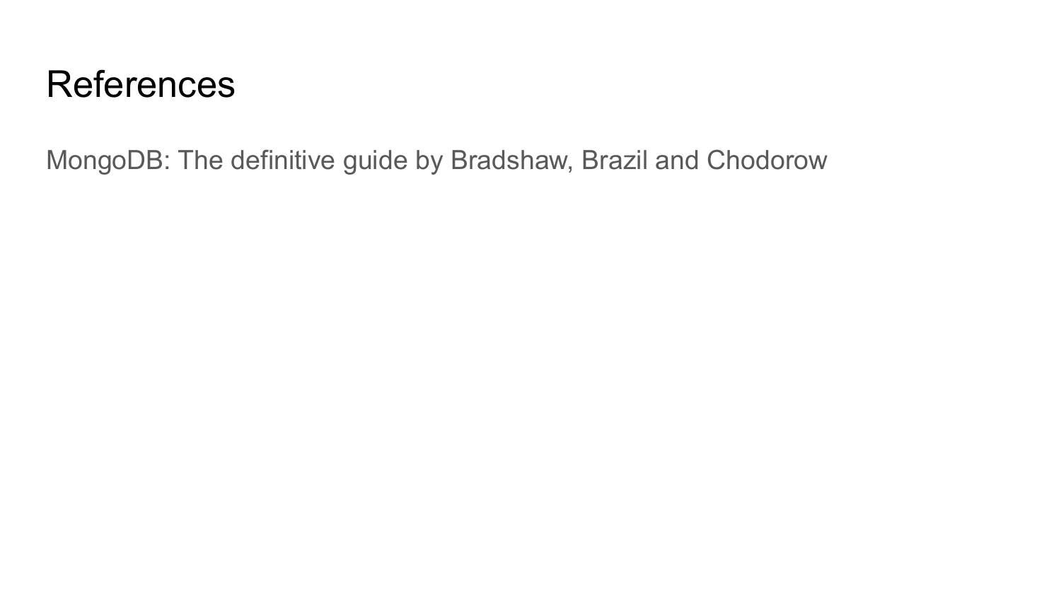# References

MongoDB: The definitive guide by Bradshaw, Brazil and Chodorow